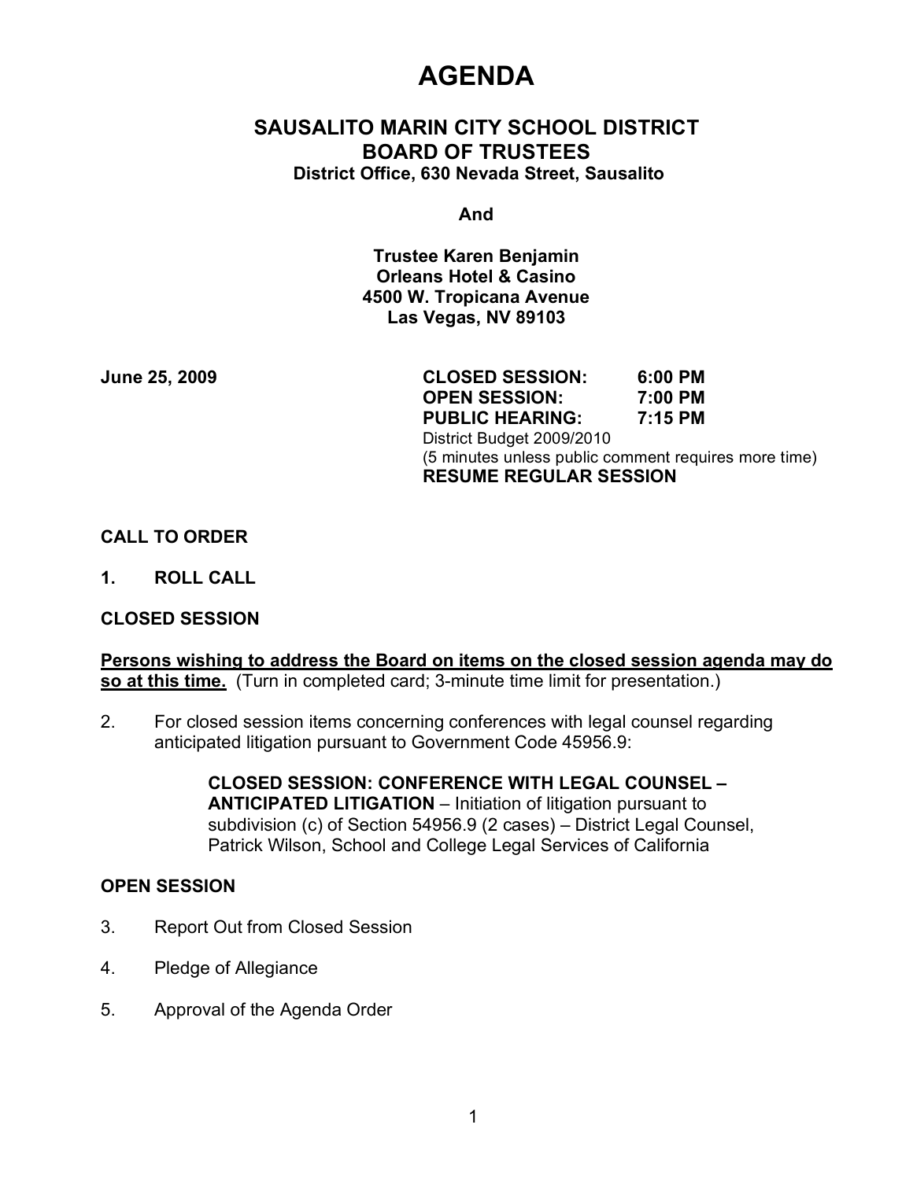# AGENDA

## SAUSALITO MARIN CITY SCHOOL DISTRICT
## BOARD OF TRUSTEES

**District Office, 630 Nevada Street, Sausalito**

**And**

**Trustee Karen Benjamin**
**Orleans Hotel & Casino**
**4500 W. Tropicana Avenue**
**Las Vegas, NV 89103**

**June 25, 2009**

**CLOSED SESSION: 6:00 PM**
**OPEN SESSION: 7:00 PM**
**PUBLIC HEARING: 7:15 PM**
District Budget 2009/2010
(5 minutes unless public comment requires more time)
**RESUME REGULAR SESSION**

**CALL TO ORDER**

**1. ROLL CALL**

**CLOSED SESSION**

**Persons wishing to address the Board on items on the closed session agenda may do so at this time.** (Turn in completed card; 3-minute time limit for presentation.)

2. For closed session items concerning conferences with legal counsel regarding anticipated litigation pursuant to Government Code 45956.9:

   **CLOSED SESSION: CONFERENCE WITH LEGAL COUNSEL – ANTICIPATED LITIGATION** – Initiation of litigation pursuant to subdivision (c) of Section 54956.9 (2 cases) – District Legal Counsel, Patrick Wilson, School and College Legal Services of California

**OPEN SESSION**

3. Report Out from Closed Session

4. Pledge of Allegiance

5. Approval of the Agenda Order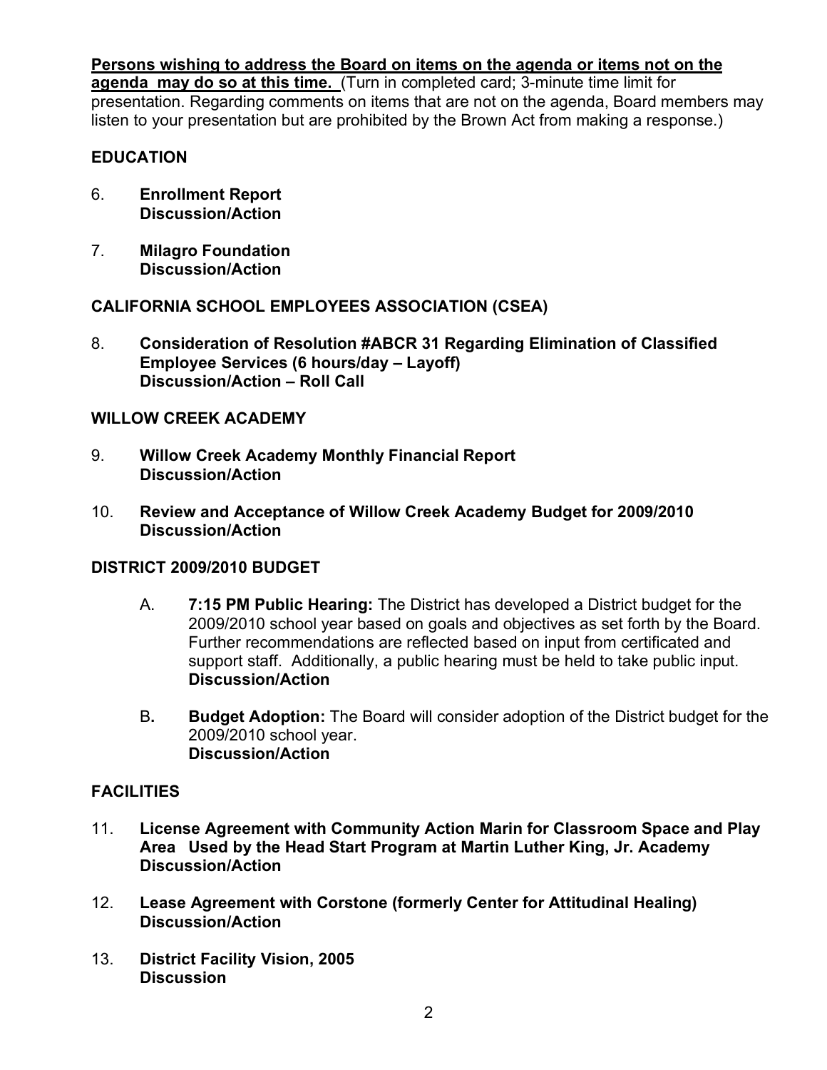**Persons wishing to address the Board on items on the agenda or items not on the agenda may do so at this time.** (Turn in completed card; 3-minute time limit for presentation. Regarding comments on items that are not on the agenda, Board members may listen to your presentation but are prohibited by the Brown Act from making a response.)

## EDUCATION

6. **Enrollment Report**
   **Discussion/Action**

7. **Milagro Foundation**
   **Discussion/Action**

## CALIFORNIA SCHOOL EMPLOYEES ASSOCIATION (CSEA)

8. **Consideration of Resolution #ABCR 31 Regarding Elimination of Classified Employee Services (6 hours/day – Layoff)**
   **Discussion/Action – Roll Call**

## WILLOW CREEK ACADEMY

9. **Willow Creek Academy Monthly Financial Report**
   **Discussion/Action**

10. **Review and Acceptance of Willow Creek Academy Budget for 2009/2010**
    **Discussion/Action**

## DISTRICT 2009/2010 BUDGET

A. **7:15 PM Public Hearing:** The District has developed a District budget for the 2009/2010 school year based on goals and objectives as set forth by the Board. Further recommendations are reflected based on input from certificated and support staff. Additionally, a public hearing must be held to take public input.
   **Discussion/Action**

B. **Budget Adoption:** The Board will consider adoption of the District budget for the 2009/2010 school year.
   **Discussion/Action**

## FACILITIES

11. **License Agreement with Community Action Marin for Classroom Space and Play Area Used by the Head Start Program at Martin Luther King, Jr. Academy**
    **Discussion/Action**

12. **Lease Agreement with Corstone (formerly Center for Attitudinal Healing)**
    **Discussion/Action**

13. **District Facility Vision, 2005**
    **Discussion**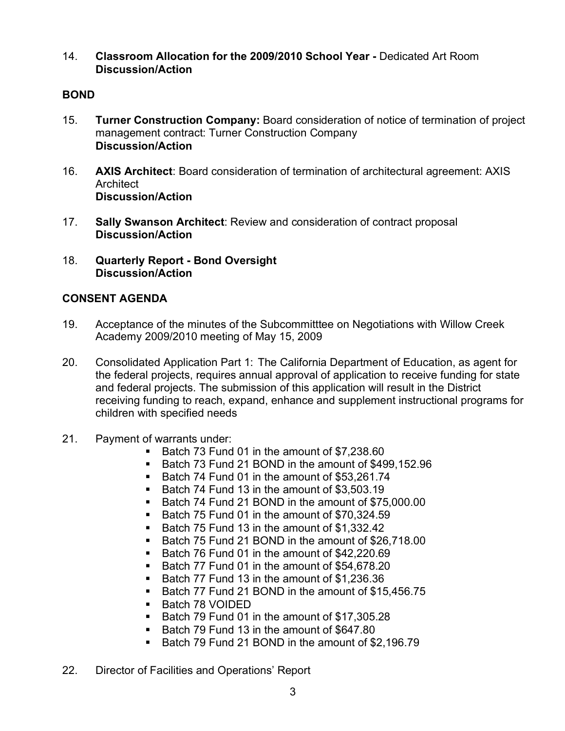14. **Classroom Allocation for the 2009/2010 School Year -** Dedicated Art Room
    **Discussion/Action**

**BOND**

15. **Turner Construction Company:** Board consideration of notice of termination of project management contract: Turner Construction Company
    **Discussion/Action**

16. **AXIS Architect**: Board consideration of termination of architectural agreement: AXIS Architect
    **Discussion/Action**

17. **Sally Swanson Architect**: Review and consideration of contract proposal
    **Discussion/Action**

18. **Quarterly Report - Bond Oversight**
    **Discussion/Action**

**CONSENT AGENDA**

19. Acceptance of the minutes of the Subcommitttee on Negotiations with Willow Creek Academy 2009/2010 meeting of May 15, 2009

20. Consolidated Application Part 1: The California Department of Education, as agent for the federal projects, requires annual approval of application to receive funding for state and federal projects. The submission of this application will result in the District receiving funding to reach, expand, enhance and supplement instructional programs for children with specified needs

21. Payment of warrants under:
    - Batch 73 Fund 01 in the amount of $7,238.60
    - Batch 73 Fund 21 BOND in the amount of $499,152.96
    - Batch 74 Fund 01 in the amount of $53,261.74
    - Batch 74 Fund 13 in the amount of $3,503.19
    - Batch 74 Fund 21 BOND in the amount of $75,000.00
    - Batch 75 Fund 01 in the amount of $70,324.59
    - Batch 75 Fund 13 in the amount of $1,332.42
    - Batch 75 Fund 21 BOND in the amount of $26,718.00
    - Batch 76 Fund 01 in the amount of $42,220.69
    - Batch 77 Fund 01 in the amount of $54,678.20
    - Batch 77 Fund 13 in the amount of $1,236.36
    - Batch 77 Fund 21 BOND in the amount of $15,456.75
    - Batch 78 VOIDED
    - Batch 79 Fund 01 in the amount of $17,305.28
    - Batch 79 Fund 13 in the amount of $647.80
    - Batch 79 Fund 21 BOND in the amount of $2,196.79

22. Director of Facilities and Operations' Report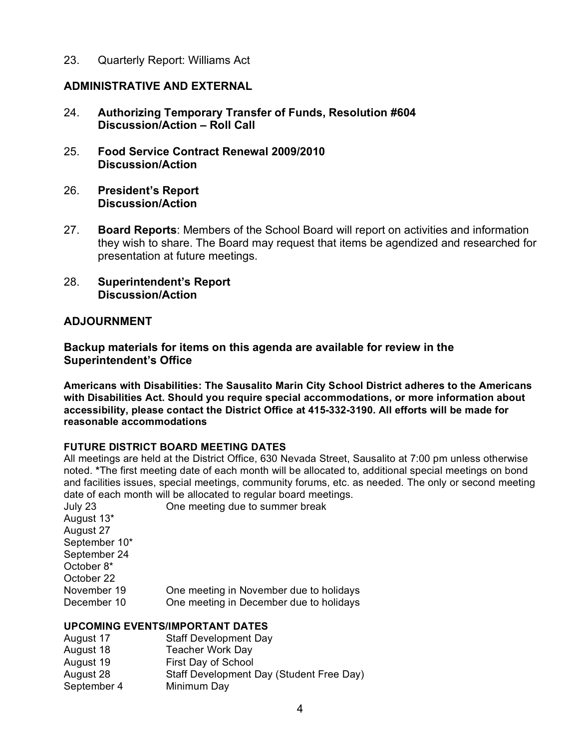23. Quarterly Report: Williams Act

## ADMINISTRATIVE AND EXTERNAL

24. **Authorizing Temporary Transfer of Funds, Resolution #604**
    **Discussion/Action – Roll Call**

25. **Food Service Contract Renewal 2009/2010**
    **Discussion/Action**

26. **President's Report**
    **Discussion/Action**

27. **Board Reports**: Members of the School Board will report on activities and information they wish to share. The Board may request that items be agendized and researched for presentation at future meetings.

28. **Superintendent's Report**
    **Discussion/Action**

## ADJOURNMENT

**Backup materials for items on this agenda are available for review in the Superintendent's Office**

**Americans with Disabilities: The Sausalito Marin City School District adheres to the Americans with Disabilities Act. Should you require special accommodations, or more information about accessibility, please contact the District Office at 415-332-3190. All efforts will be made for reasonable accommodations**

### FUTURE DISTRICT BOARD MEETING DATES

All meetings are held at the District Office, 630 Nevada Street, Sausalito at 7:00 pm unless otherwise noted. **\***The first meeting date of each month will be allocated to, additional special meetings on bond and facilities issues, special meetings, community forums, etc. as needed. The only or second meeting date of each month will be allocated to regular board meetings.

| | |
|---|---|
| July 23 | One meeting due to summer break |
| August 13* | |
| August 27 | |
| September 10* | |
| September 24 | |
| October 8* | |
| October 22 | |
| November 19 | One meeting in November due to holidays |
| December 10 | One meeting in December due to holidays |

### UPCOMING EVENTS/IMPORTANT DATES

| | |
|---|---|
| August 17 | Staff Development Day |
| August 18 | Teacher Work Day |
| August 19 | First Day of School |
| August 28 | Staff Development Day (Student Free Day) |
| September 4 | Minimum Day |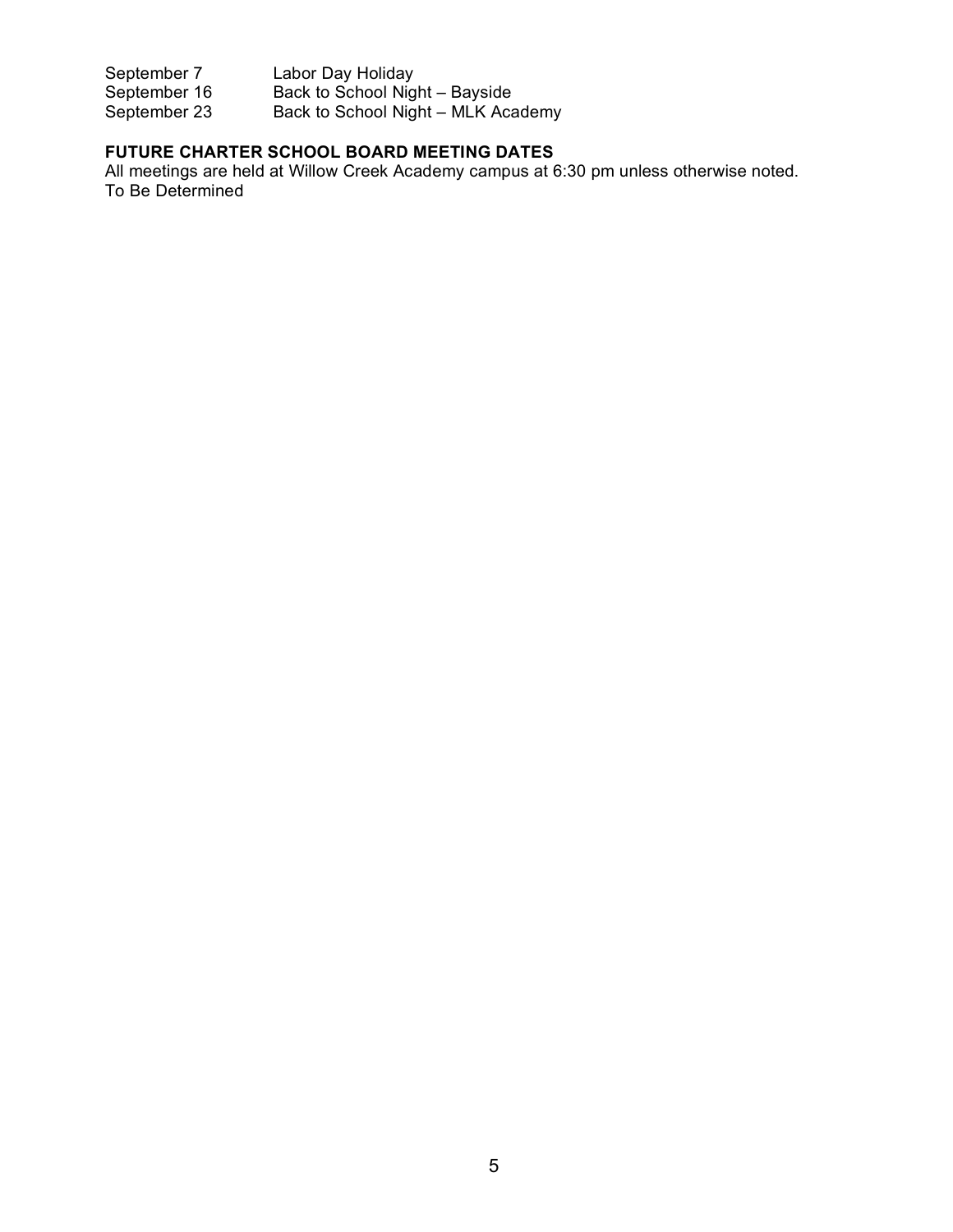| | |
|---|---|
| September 7 | Labor Day Holiday |
| September 16 | Back to School Night – Bayside |
| September 23 | Back to School Night – MLK Academy |

**FUTURE CHARTER SCHOOL BOARD MEETING DATES**

All meetings are held at Willow Creek Academy campus at 6:30 pm unless otherwise noted.
To Be Determined